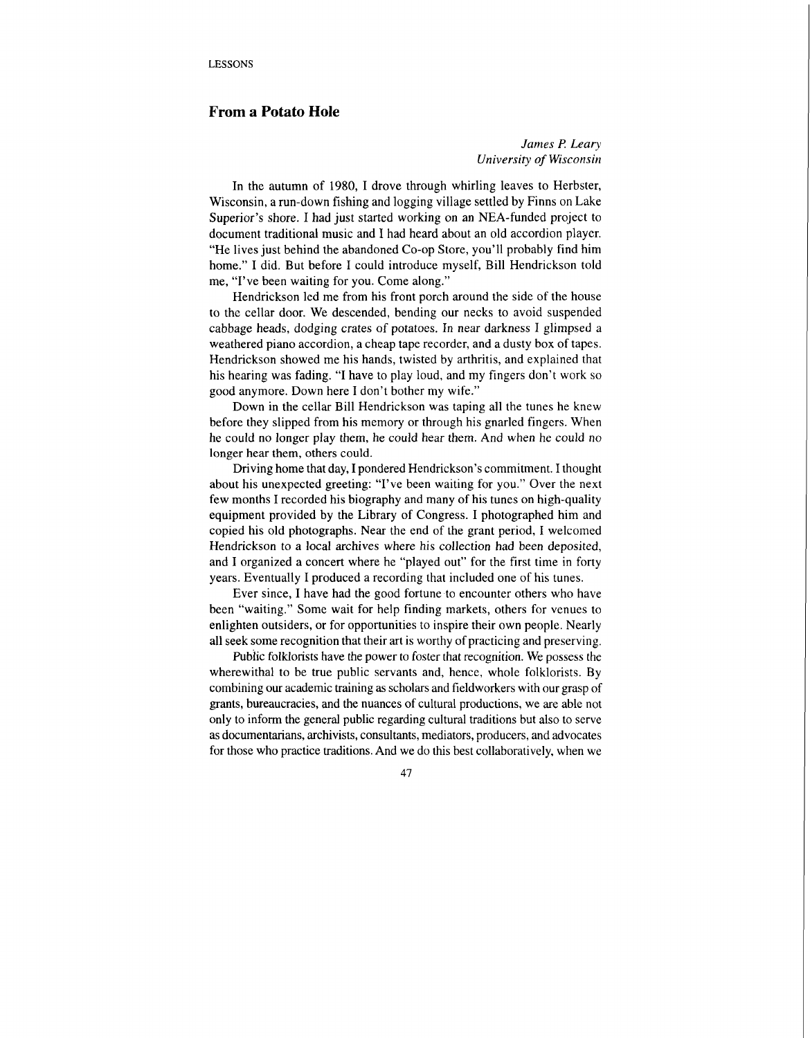## From a Potato Hole

*James P. Leary*
*University of Wisconsin*

In the autumn of 1980, I drove through whirling leaves to Herbster, Wisconsin, a run-down fishing and logging village settled by Finns on Lake Superior's shore. I had just started working on an NEA-funded project to document traditional music and I had heard about an old accordion player. "He lives just behind the abandoned Co-op Store, you'll probably find him home." I did. But before I could introduce myself, Bill Hendrickson told me, "I've been waiting for you. Come along."

Hendrickson led me from his front porch around the side of the house to the cellar door. We descended, bending our necks to avoid suspended cabbage heads, dodging crates of potatoes. In near darkness I glimpsed a weathered piano accordion, a cheap tape recorder, and a dusty box of tapes. Hendrickson showed me his hands, twisted by arthritis, and explained that his hearing was fading. "I have to play loud, and my fingers don't work so good anymore. Down here I don't bother my wife."

Down in the cellar Bill Hendrickson was taping all the tunes he knew before they slipped from his memory or through his gnarled fingers. When he could no longer play them, he could hear them. And when he could no longer hear them, others could.

Driving home that day, I pondered Hendrickson's commitment. I thought about his unexpected greeting: "I've been waiting for you." Over the next few months I recorded his biography and many of his tunes on high-quality equipment provided by the Library of Congress. I photographed him and copied his old photographs. Near the end of the grant period, I welcomed Hendrickson to a local archives where his collection had been deposited, and I organized a concert where he "played out" for the first time in forty years. Eventually I produced a recording that included one of his tunes.

Ever since, I have had the good fortune to encounter others who have been "waiting." Some wait for help finding markets, others for venues to enlighten outsiders, or for opportunities to inspire their own people. Nearly all seek some recognition that their art is worthy of practicing and preserving.

Public folklorists have the power to foster that recognition. We possess the wherewithal to be true public servants and, hence, whole folklorists. By combining our academic training as scholars and fieldworkers with our grasp of grants, bureaucracies, and the nuances of cultural productions, we are able not only to inform the general public regarding cultural traditions but also to serve as documentarians, archivists, consultants, mediators, producers, and advocates for those who practice traditions. And we do this best collaboratively, when we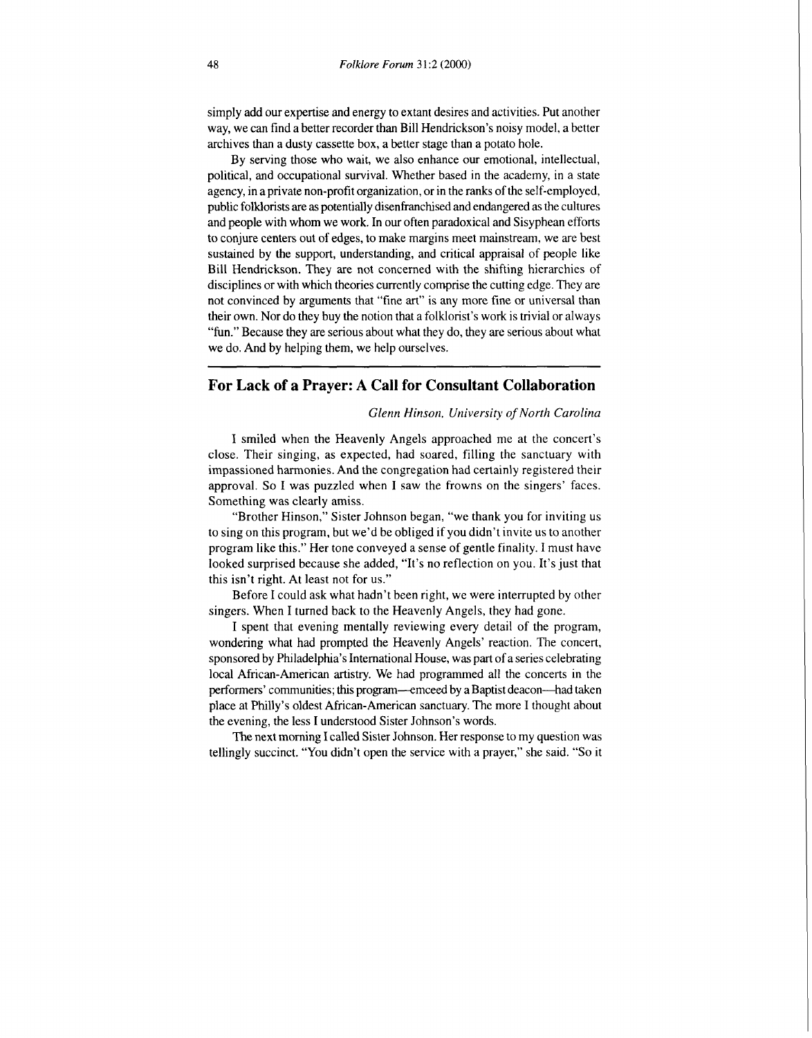simply add our expertise and energy to extant desires and activities. Put another way, we can find a better recorder than Bill Hendrickson's noisy model, a better archives than a dusty cassette box, a better stage than a potato hole.

By serving those who wait, we also enhance our emotional, intellectual, political, and occupational survival. Whether based in the academy, in a state agency, in a private non-profit organization, or in the ranks of the self-employed, public folklorists are as potentially disenfranchised and endangered as the cultures and people with whom we work. In our often paradoxical and Sisyphean efforts to conjure centers out of edges, to make margins meet mainstream, we are best sustained by the support, understanding, and critical appraisal of people like Bill Hendrickson. They are not concerned with the shifting hierarchies of disciplines or with which theories currently comprise the cutting edge. They are not convinced by arguments that "fine art" is any more fine or universal than their own. Nor do they buy the notion that a folklorist's work is trivial or always "fun." Because they are serious about what they do, they are serious about what we do. And by helping them, we help ourselves.

## For Lack of a Prayer: A Call for Consultant Collaboration

*Glenn Hinson, University of North Carolina*

I smiled when the Heavenly Angels approached me at the concert's close. Their singing, as expected, had soared, filling the sanctuary with impassioned harmonies. And the congregation had certainly registered their approval. So I was puzzled when I saw the frowns on the singers' faces. Something was clearly amiss.

"Brother Hinson," Sister Johnson began, "we thank you for inviting us to sing on this program, but we'd be obliged if you didn't invite us to another program like this." Her tone conveyed a sense of gentle finality. I must have looked surprised because she added, "It's no reflection on you. It's just that this isn't right. At least not for us."

Before I could ask what hadn't been right, we were interrupted by other singers. When I turned back to the Heavenly Angels, they had gone.

I spent that evening mentally reviewing every detail of the program, wondering what had prompted the Heavenly Angels' reaction. The concert, sponsored by Philadelphia's International House, was part of a series celebrating local African-American artistry. We had programmed all the concerts in the performers' communities; this program—emceed by a Baptist deacon—had taken place at Philly's oldest African-American sanctuary. The more I thought about the evening, the less I understood Sister Johnson's words.

The next morning I called Sister Johnson. Her response to my question was tellingly succinct. "You didn't open the service with a prayer," she said. "So it